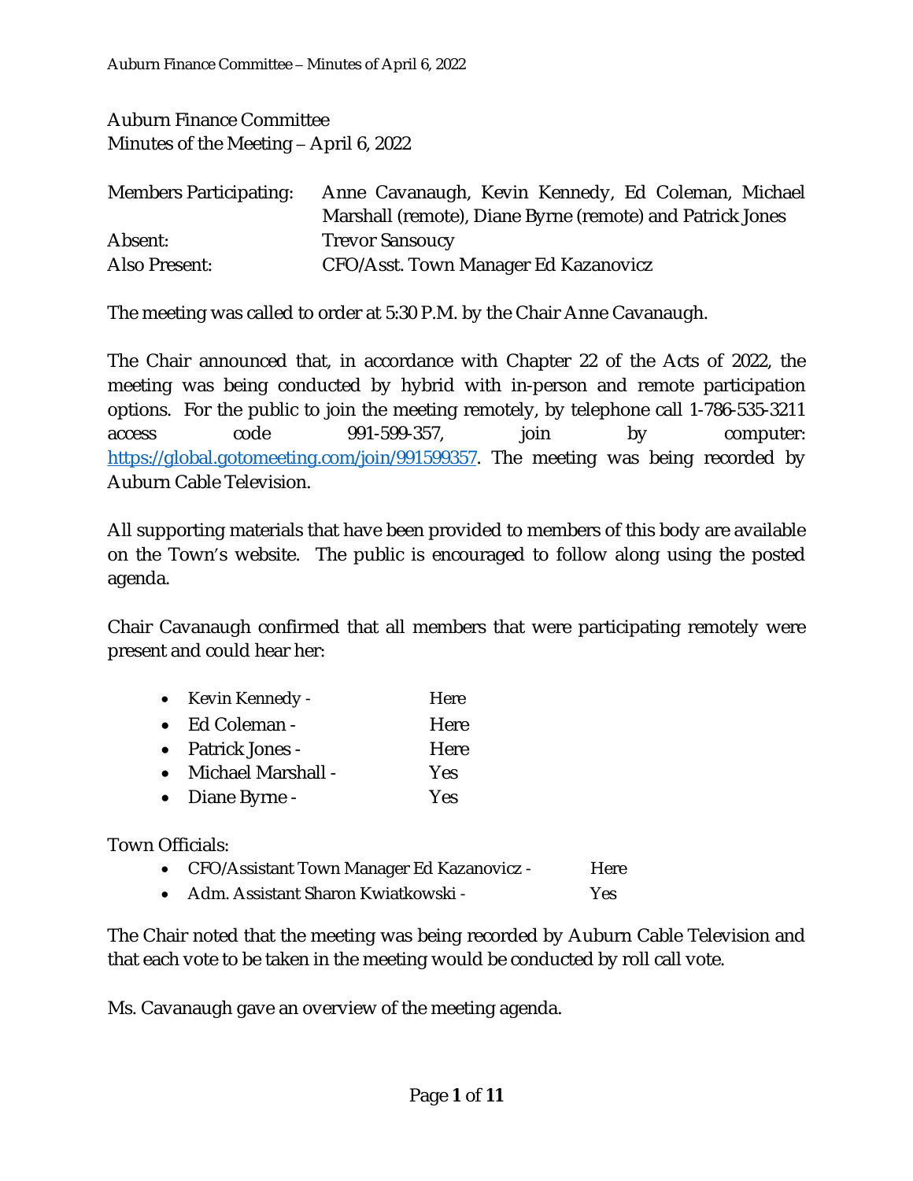Auburn Finance Committee
Minutes of the Meeting – April 6, 2022

| | |
|---|---|
| Members Participating: | Anne Cavanaugh, Kevin Kennedy, Ed Coleman, Michael Marshall (remote), Diane Byrne (remote) and Patrick Jones |
| Absent: | Trevor Sansoucy |
| Also Present: | CFO/Asst. Town Manager Ed Kazanovicz |

The meeting was called to order at 5:30 P.M. by the Chair Anne Cavanaugh.

The Chair announced that, in accordance with Chapter 22 of the Acts of 2022, the meeting was being conducted by hybrid with in-person and remote participation options. For the public to join the meeting remotely, by telephone call 1-786-535-3211 access code 991-599-357, join by computer: https://global.gotomeeting.com/join/991599357. The meeting was being recorded by Auburn Cable Television.

All supporting materials that have been provided to members of this body are available on the Town's website. The public is encouraged to follow along using the posted agenda.

Chair Cavanaugh confirmed that all members that were participating remotely were present and could hear her:

- Kevin Kennedy - Here
- Ed Coleman - Here
- Patrick Jones - Here
- Michael Marshall - Yes
- Diane Byrne - Yes

Town Officials:

- CFO/Assistant Town Manager Ed Kazanovicz - Here
- Adm. Assistant Sharon Kwiatkowski - Yes

The Chair noted that the meeting was being recorded by Auburn Cable Television and that each vote to be taken in the meeting would be conducted by roll call vote.

Ms. Cavanaugh gave an overview of the meeting agenda.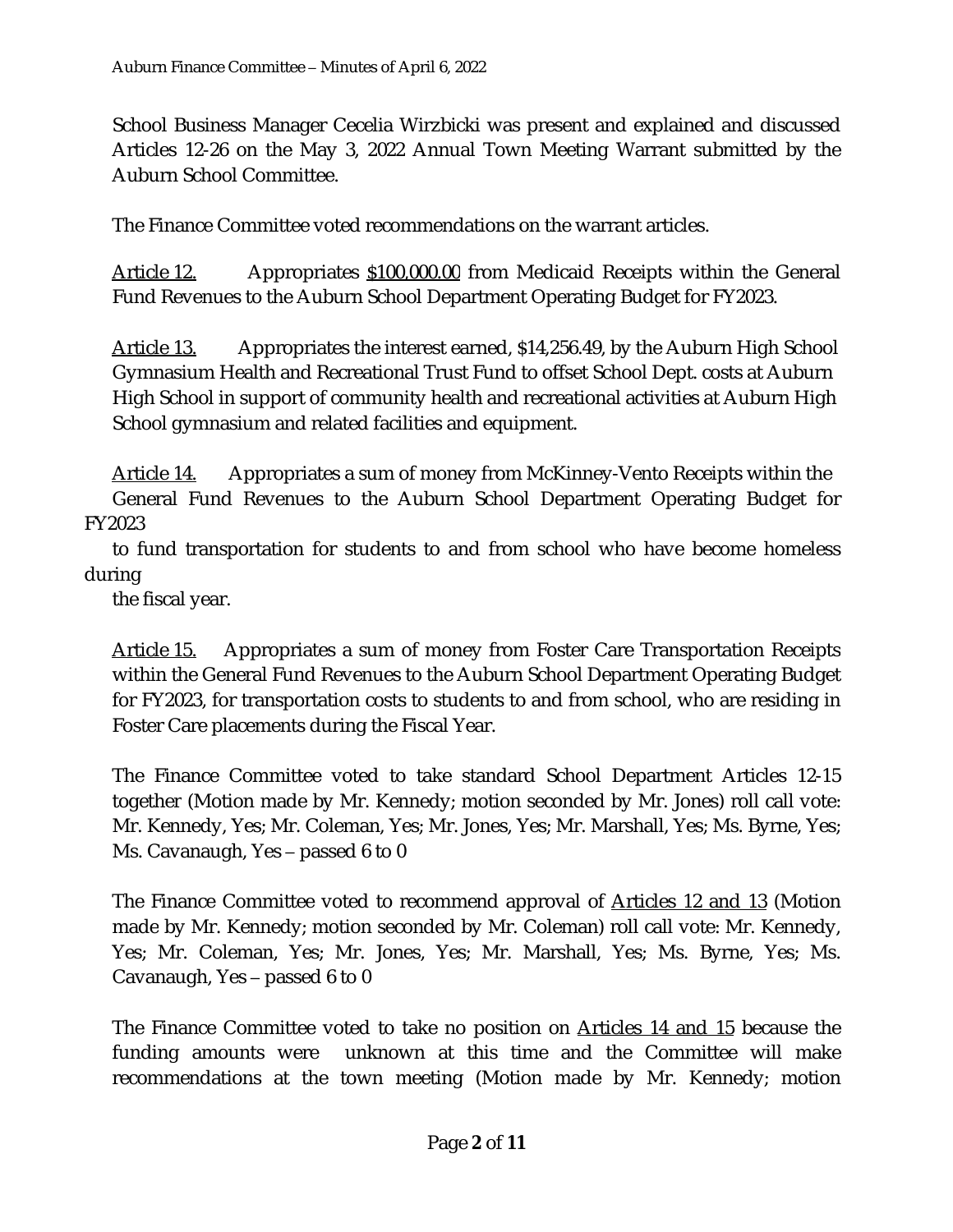School Business Manager Cecelia Wirzbicki was present and explained and discussed Articles 12-26 on the May 3, 2022 Annual Town Meeting Warrant submitted by the Auburn School Committee.

The Finance Committee voted recommendations on the warrant articles.

Article 12. Appropriates $100,000.00 from Medicaid Receipts within the General Fund Revenues to the Auburn School Department Operating Budget for FY2023.

Article 13. Appropriates the interest earned, $14,256.49, by the Auburn High School Gymnasium Health and Recreational Trust Fund to offset School Dept. costs at Auburn High School in support of community health and recreational activities at Auburn High School gymnasium and related facilities and equipment.

Article 14. Appropriates a sum of money from McKinney-Vento Receipts within the General Fund Revenues to the Auburn School Department Operating Budget for FY2023 to fund transportation for students to and from school who have become homeless during the fiscal year.

Article 15. Appropriates a sum of money from Foster Care Transportation Receipts within the General Fund Revenues to the Auburn School Department Operating Budget for FY2023, for transportation costs to students to and from school, who are residing in Foster Care placements during the Fiscal Year.

The Finance Committee voted to take standard School Department Articles 12-15 together (Motion made by Mr. Kennedy; motion seconded by Mr. Jones) roll call vote: Mr. Kennedy, Yes; Mr. Coleman, Yes; Mr. Jones, Yes; Mr. Marshall, Yes; Ms. Byrne, Yes; Ms. Cavanaugh, Yes – passed 6 to 0

The Finance Committee voted to recommend approval of Articles 12 and 13 (Motion made by Mr. Kennedy; motion seconded by Mr. Coleman) roll call vote: Mr. Kennedy, Yes; Mr. Coleman, Yes; Mr. Jones, Yes; Mr. Marshall, Yes; Ms. Byrne, Yes; Ms. Cavanaugh, Yes – passed 6 to 0

The Finance Committee voted to take no position on Articles 14 and 15 because the funding amounts were unknown at this time and the Committee will make recommendations at the town meeting (Motion made by Mr. Kennedy; motion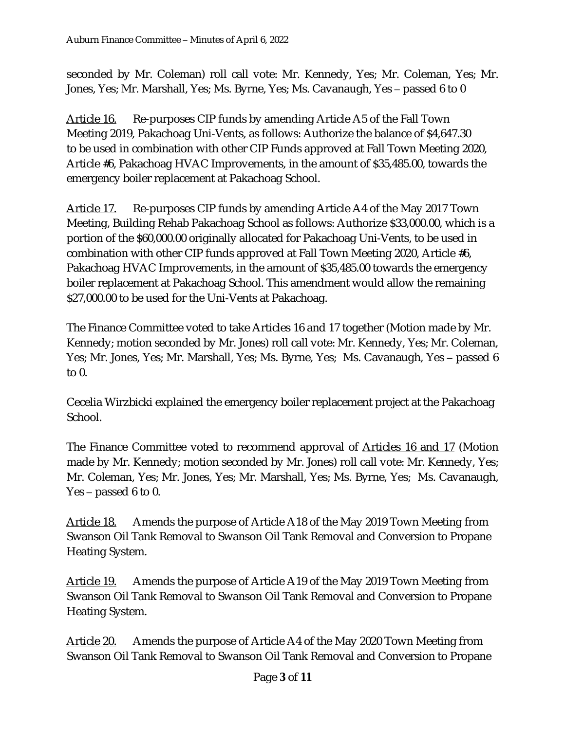seconded by Mr. Coleman) roll call vote: Mr. Kennedy, Yes; Mr. Coleman, Yes; Mr. Jones, Yes; Mr. Marshall, Yes; Ms. Byrne, Yes; Ms. Cavanaugh, Yes – passed 6 to 0

Article 16. Re-purposes CIP funds by amending Article A5 of the Fall Town Meeting 2019, Pakachoag Uni-Vents, as follows: Authorize the balance of $4,647.30 to be used in combination with other CIP Funds approved at Fall Town Meeting 2020, Article #6, Pakachoag HVAC Improvements, in the amount of $35,485.00, towards the emergency boiler replacement at Pakachoag School.

Article 17. Re-purposes CIP funds by amending Article A4 of the May 2017 Town Meeting, Building Rehab Pakachoag School as follows: Authorize $33,000.00, which is a portion of the $60,000.00 originally allocated for Pakachoag Uni-Vents, to be used in combination with other CIP funds approved at Fall Town Meeting 2020, Article #6, Pakachoag HVAC Improvements, in the amount of $35,485.00 towards the emergency boiler replacement at Pakachoag School. This amendment would allow the remaining $27,000.00 to be used for the Uni-Vents at Pakachoag.

The Finance Committee voted to take Articles 16 and 17 together (Motion made by Mr. Kennedy; motion seconded by Mr. Jones) roll call vote: Mr. Kennedy, Yes; Mr. Coleman, Yes; Mr. Jones, Yes; Mr. Marshall, Yes; Ms. Byrne, Yes; Ms. Cavanaugh, Yes – passed 6 to 0.

Cecelia Wirzbicki explained the emergency boiler replacement project at the Pakachoag School.

The Finance Committee voted to recommend approval of Articles 16 and 17 (Motion made by Mr. Kennedy; motion seconded by Mr. Jones) roll call vote: Mr. Kennedy, Yes; Mr. Coleman, Yes; Mr. Jones, Yes; Mr. Marshall, Yes; Ms. Byrne, Yes; Ms. Cavanaugh, Yes – passed 6 to 0.

Article 18. Amends the purpose of Article A18 of the May 2019 Town Meeting from Swanson Oil Tank Removal to Swanson Oil Tank Removal and Conversion to Propane Heating System.

Article 19. Amends the purpose of Article A19 of the May 2019 Town Meeting from Swanson Oil Tank Removal to Swanson Oil Tank Removal and Conversion to Propane Heating System.

Article 20. Amends the purpose of Article A4 of the May 2020 Town Meeting from Swanson Oil Tank Removal to Swanson Oil Tank Removal and Conversion to Propane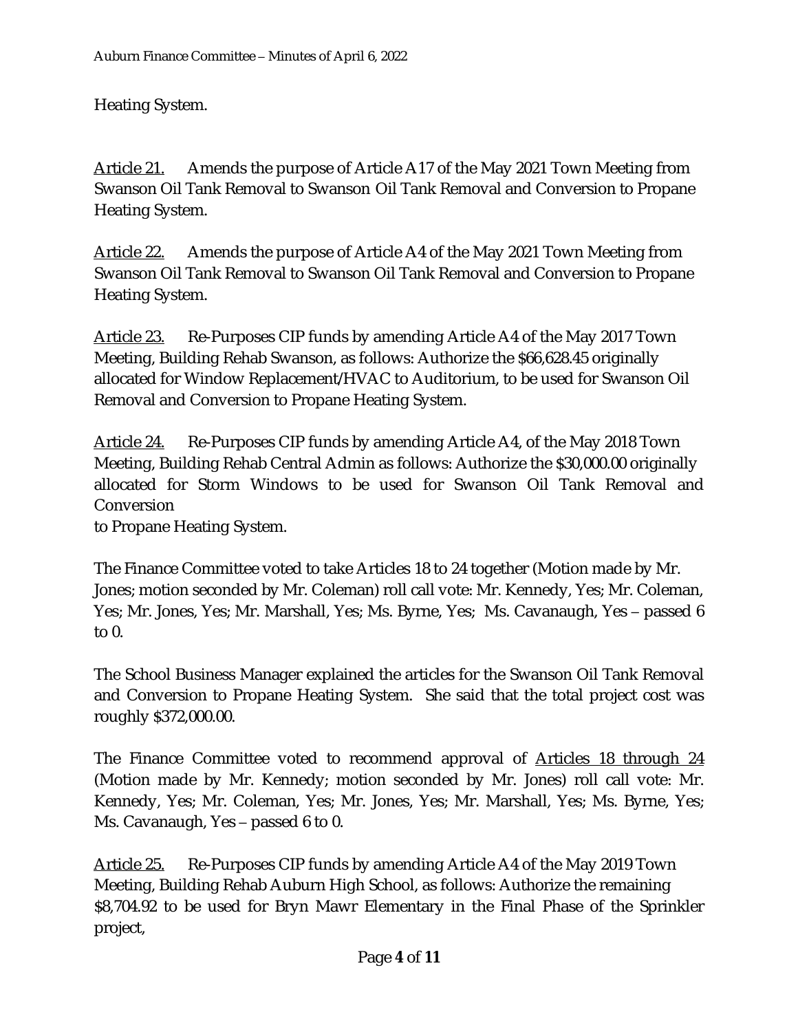Heating System.

<u>Article 21.</u> Amends the purpose of Article A17 of the May 2021 Town Meeting from Swanson Oil Tank Removal to Swanson Oil Tank Removal and Conversion to Propane Heating System.

<u>Article 22.</u> Amends the purpose of Article A4 of the May 2021 Town Meeting from Swanson Oil Tank Removal to Swanson Oil Tank Removal and Conversion to Propane Heating System.

<u>Article 23.</u> Re-Purposes CIP funds by amending Article A4 of the May 2017 Town Meeting, Building Rehab Swanson, as follows: Authorize the $66,628.45 originally allocated for Window Replacement/HVAC to Auditorium, to be used for Swanson Oil Removal and Conversion to Propane Heating System.

<u>Article 24.</u> Re-Purposes CIP funds by amending Article A4, of the May 2018 Town Meeting, Building Rehab Central Admin as follows: Authorize the $30,000.00 originally allocated for Storm Windows to be used for Swanson Oil Tank Removal and Conversion
to Propane Heating System.

The Finance Committee voted to take Articles 18 to 24 together (Motion made by Mr. Jones; motion seconded by Mr. Coleman) roll call vote: Mr. Kennedy, Yes; Mr. Coleman, Yes; Mr. Jones, Yes; Mr. Marshall, Yes; Ms. Byrne, Yes; Ms. Cavanaugh, Yes – passed 6 to 0.

The School Business Manager explained the articles for the Swanson Oil Tank Removal and Conversion to Propane Heating System. She said that the total project cost was roughly $372,000.00.

The Finance Committee voted to recommend approval of <u>Articles 18 through 24</u> (Motion made by Mr. Kennedy; motion seconded by Mr. Jones) roll call vote: Mr. Kennedy, Yes; Mr. Coleman, Yes; Mr. Jones, Yes; Mr. Marshall, Yes; Ms. Byrne, Yes; Ms. Cavanaugh, Yes – passed 6 to 0.

<u>Article 25.</u> Re-Purposes CIP funds by amending Article A4 of the May 2019 Town Meeting, Building Rehab Auburn High School, as follows: Authorize the remaining $8,704.92 to be used for Bryn Mawr Elementary in the Final Phase of the Sprinkler project,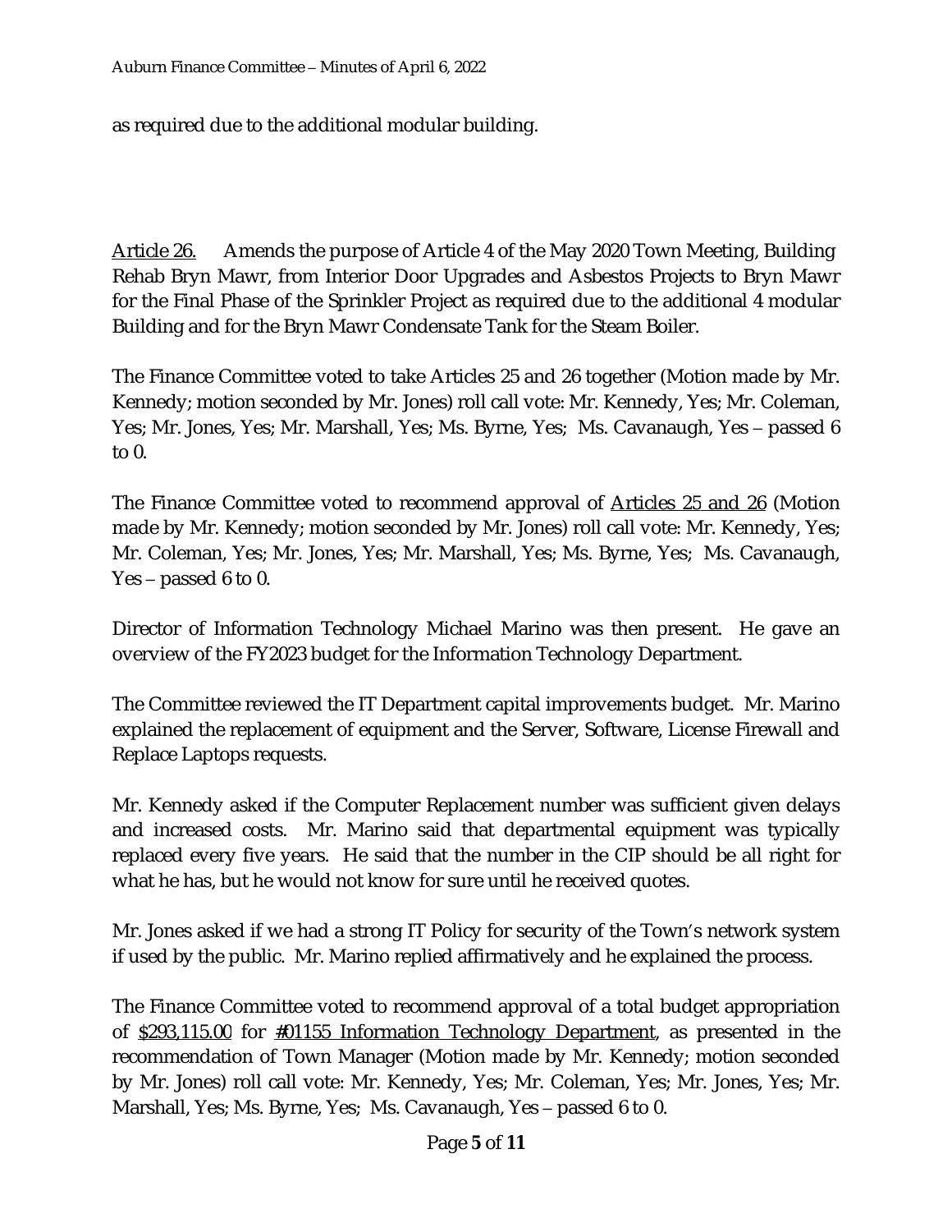as required due to the additional modular building.

<u>Article 26.</u> Amends the purpose of Article 4 of the May 2020 Town Meeting, Building Rehab Bryn Mawr, from Interior Door Upgrades and Asbestos Projects to Bryn Mawr for the Final Phase of the Sprinkler Project as required due to the additional 4 modular Building and for the Bryn Mawr Condensate Tank for the Steam Boiler.

The Finance Committee voted to take Articles 25 and 26 together (Motion made by Mr. Kennedy; motion seconded by Mr. Jones) roll call vote: Mr. Kennedy, Yes; Mr. Coleman, Yes; Mr. Jones, Yes; Mr. Marshall, Yes; Ms. Byrne, Yes; Ms. Cavanaugh, Yes – passed 6 to 0.

The Finance Committee voted to recommend approval of <u>Articles 25 and 26</u> (Motion made by Mr. Kennedy; motion seconded by Mr. Jones) roll call vote: Mr. Kennedy, Yes; Mr. Coleman, Yes; Mr. Jones, Yes; Mr. Marshall, Yes; Ms. Byrne, Yes; Ms. Cavanaugh, Yes – passed 6 to 0.

Director of Information Technology Michael Marino was then present. He gave an overview of the FY2023 budget for the Information Technology Department.

The Committee reviewed the IT Department capital improvements budget. Mr. Marino explained the replacement of equipment and the Server, Software, License Firewall and Replace Laptops requests.

Mr. Kennedy asked if the Computer Replacement number was sufficient given delays and increased costs. Mr. Marino said that departmental equipment was typically replaced every five years. He said that the number in the CIP should be all right for what he has, but he would not know for sure until he received quotes.

Mr. Jones asked if we had a strong IT Policy for security of the Town's network system if used by the public. Mr. Marino replied affirmatively and he explained the process.

The Finance Committee voted to recommend approval of a total budget appropriation of <u>$293,115.00</u> for <u>#01155 Information Technology Department</u>, as presented in the recommendation of Town Manager (Motion made by Mr. Kennedy; motion seconded by Mr. Jones) roll call vote: Mr. Kennedy, Yes; Mr. Coleman, Yes; Mr. Jones, Yes; Mr. Marshall, Yes; Ms. Byrne, Yes; Ms. Cavanaugh, Yes – passed 6 to 0.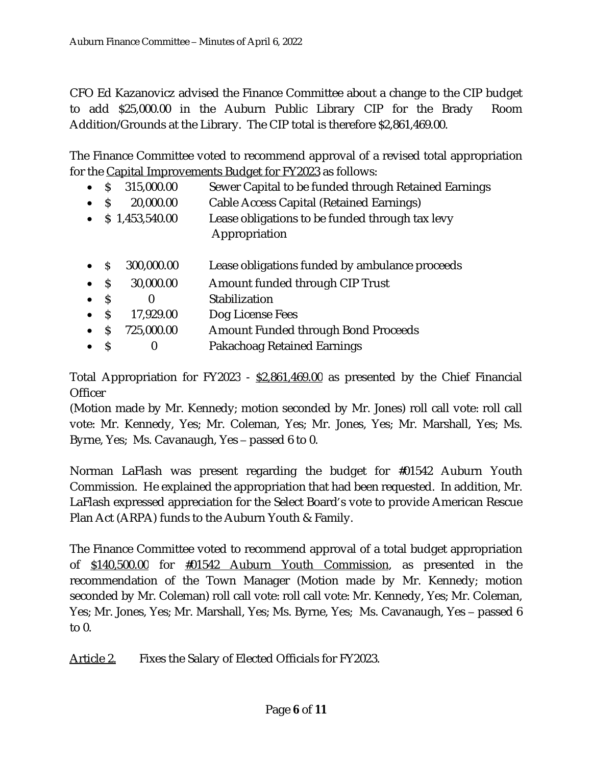CFO Ed Kazanovicz advised the Finance Committee about a change to the CIP budget to add $25,000.00 in the Auburn Public Library CIP for the Brady Room Addition/Grounds at the Library. The CIP total is therefore $2,861,469.00.

The Finance Committee voted to recommend approval of a revised total appropriation for the Capital Improvements Budget for FY2023 as follows:

- $ 315,000.00 Sewer Capital to be funded through Retained Earnings
- $ 20,000.00 Cable Access Capital (Retained Earnings)
- $ 1,453,540.00 Lease obligations to be funded through tax levy Appropriation
- $ 300,000.00 Lease obligations funded by ambulance proceeds
- $ 30,000.00 Amount funded through CIP Trust
- $ 0 Stabilization
- $ 17,929.00 Dog License Fees
- $ 725,000.00 Amount Funded through Bond Proceeds
- $ 0 Pakachoag Retained Earnings

Total Appropriation for FY2023 - $2,861,469.00 as presented by the Chief Financial Officer
(Motion made by Mr. Kennedy; motion seconded by Mr. Jones) roll call vote: roll call vote: Mr. Kennedy, Yes; Mr. Coleman, Yes; Mr. Jones, Yes; Mr. Marshall, Yes; Ms. Byrne, Yes; Ms. Cavanaugh, Yes – passed 6 to 0.

Norman LaFlash was present regarding the budget for #01542 Auburn Youth Commission. He explained the appropriation that had been requested. In addition, Mr. LaFlash expressed appreciation for the Select Board's vote to provide American Rescue Plan Act (ARPA) funds to the Auburn Youth & Family.

The Finance Committee voted to recommend approval of a total budget appropriation of $140,500.00 for #01542 Auburn Youth Commission, as presented in the recommendation of the Town Manager (Motion made by Mr. Kennedy; motion seconded by Mr. Coleman) roll call vote: roll call vote: Mr. Kennedy, Yes; Mr. Coleman, Yes; Mr. Jones, Yes; Mr. Marshall, Yes; Ms. Byrne, Yes; Ms. Cavanaugh, Yes – passed 6 to 0.

Article 2. Fixes the Salary of Elected Officials for FY2023.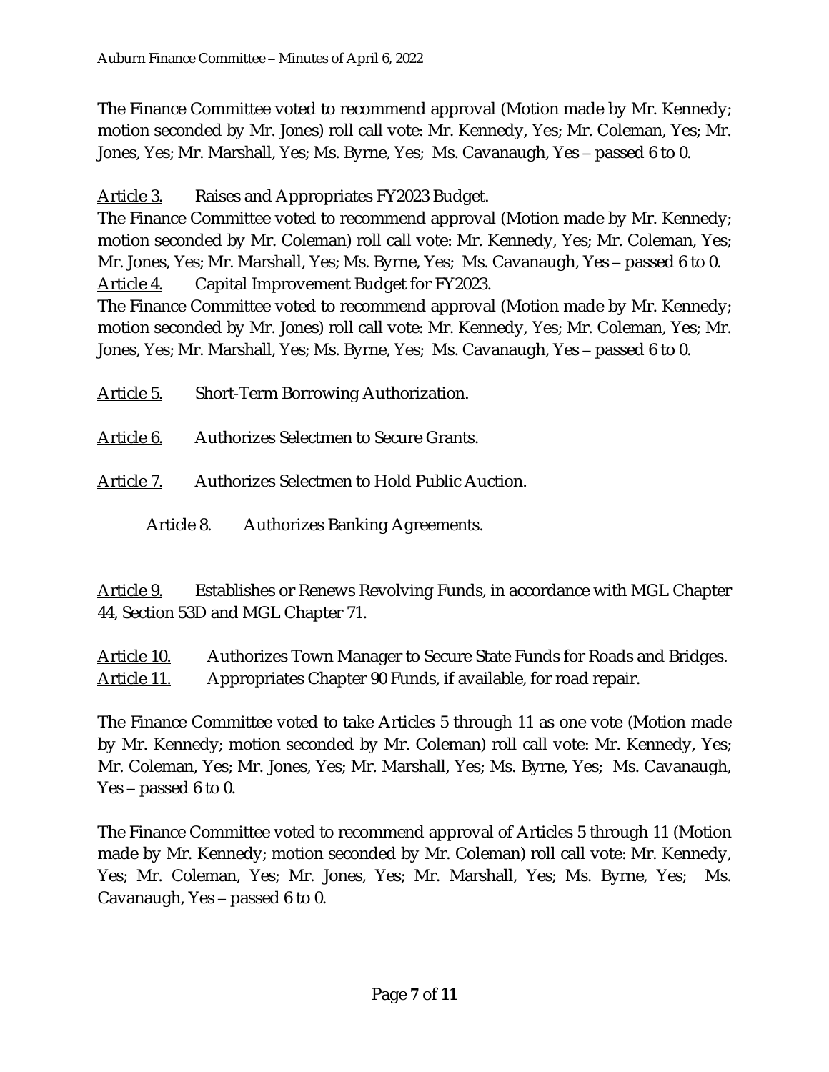The Finance Committee voted to recommend approval (Motion made by Mr. Kennedy; motion seconded by Mr. Jones) roll call vote: Mr. Kennedy, Yes; Mr. Coleman, Yes; Mr. Jones, Yes; Mr. Marshall, Yes; Ms. Byrne, Yes; Ms. Cavanaugh, Yes – passed 6 to 0.

Article 3. Raises and Appropriates FY2023 Budget.
The Finance Committee voted to recommend approval (Motion made by Mr. Kennedy; motion seconded by Mr. Coleman) roll call vote: Mr. Kennedy, Yes; Mr. Coleman, Yes; Mr. Jones, Yes; Mr. Marshall, Yes; Ms. Byrne, Yes; Ms. Cavanaugh, Yes – passed 6 to 0.

Article 4. Capital Improvement Budget for FY2023.
The Finance Committee voted to recommend approval (Motion made by Mr. Kennedy; motion seconded by Mr. Jones) roll call vote: Mr. Kennedy, Yes; Mr. Coleman, Yes; Mr. Jones, Yes; Mr. Marshall, Yes; Ms. Byrne, Yes; Ms. Cavanaugh, Yes – passed 6 to 0.

Article 5. Short-Term Borrowing Authorization.

Article 6. Authorizes Selectmen to Secure Grants.

Article 7. Authorizes Selectmen to Hold Public Auction.

Article 8. Authorizes Banking Agreements.

Article 9. Establishes or Renews Revolving Funds, in accordance with MGL Chapter 44, Section 53D and MGL Chapter 71.

Article 10. Authorizes Town Manager to Secure State Funds for Roads and Bridges.
Article 11. Appropriates Chapter 90 Funds, if available, for road repair.

The Finance Committee voted to take Articles 5 through 11 as one vote (Motion made by Mr. Kennedy; motion seconded by Mr. Coleman) roll call vote: Mr. Kennedy, Yes; Mr. Coleman, Yes; Mr. Jones, Yes; Mr. Marshall, Yes; Ms. Byrne, Yes; Ms. Cavanaugh, Yes – passed 6 to 0.

The Finance Committee voted to recommend approval of Articles 5 through 11 (Motion made by Mr. Kennedy; motion seconded by Mr. Coleman) roll call vote: Mr. Kennedy, Yes; Mr. Coleman, Yes; Mr. Jones, Yes; Mr. Marshall, Yes; Ms. Byrne, Yes; Ms. Cavanaugh, Yes – passed 6 to 0.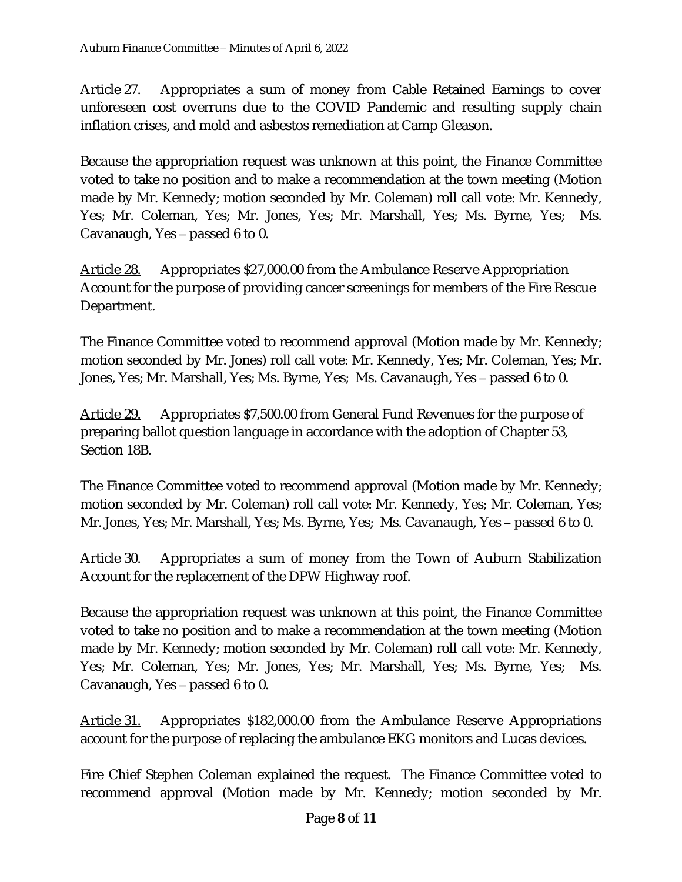<u>Article 27.</u> Appropriates a sum of money from Cable Retained Earnings to cover unforeseen cost overruns due to the COVID Pandemic and resulting supply chain inflation crises, and mold and asbestos remediation at Camp Gleason.

Because the appropriation request was unknown at this point, the Finance Committee voted to take no position and to make a recommendation at the town meeting (Motion made by Mr. Kennedy; motion seconded by Mr. Coleman) roll call vote: Mr. Kennedy, Yes; Mr. Coleman, Yes; Mr. Jones, Yes; Mr. Marshall, Yes; Ms. Byrne, Yes; Ms. Cavanaugh, Yes – passed 6 to 0.

<u>Article 28.</u> Appropriates $27,000.00 from the Ambulance Reserve Appropriation Account for the purpose of providing cancer screenings for members of the Fire Rescue Department.

The Finance Committee voted to recommend approval (Motion made by Mr. Kennedy; motion seconded by Mr. Jones) roll call vote: Mr. Kennedy, Yes; Mr. Coleman, Yes; Mr. Jones, Yes; Mr. Marshall, Yes; Ms. Byrne, Yes; Ms. Cavanaugh, Yes – passed 6 to 0.

<u>Article 29.</u> Appropriates $7,500.00 from General Fund Revenues for the purpose of preparing ballot question language in accordance with the adoption of Chapter 53, Section 18B.

The Finance Committee voted to recommend approval (Motion made by Mr. Kennedy; motion seconded by Mr. Coleman) roll call vote: Mr. Kennedy, Yes; Mr. Coleman, Yes; Mr. Jones, Yes; Mr. Marshall, Yes; Ms. Byrne, Yes; Ms. Cavanaugh, Yes – passed 6 to 0.

<u>Article 30.</u> Appropriates a sum of money from the Town of Auburn Stabilization Account for the replacement of the DPW Highway roof.

Because the appropriation request was unknown at this point, the Finance Committee voted to take no position and to make a recommendation at the town meeting (Motion made by Mr. Kennedy; motion seconded by Mr. Coleman) roll call vote: Mr. Kennedy, Yes; Mr. Coleman, Yes; Mr. Jones, Yes; Mr. Marshall, Yes; Ms. Byrne, Yes; Ms. Cavanaugh, Yes – passed 6 to 0.

<u>Article 31.</u> Appropriates $182,000.00 from the Ambulance Reserve Appropriations account for the purpose of replacing the ambulance EKG monitors and Lucas devices.

Fire Chief Stephen Coleman explained the request. The Finance Committee voted to recommend approval (Motion made by Mr. Kennedy; motion seconded by Mr.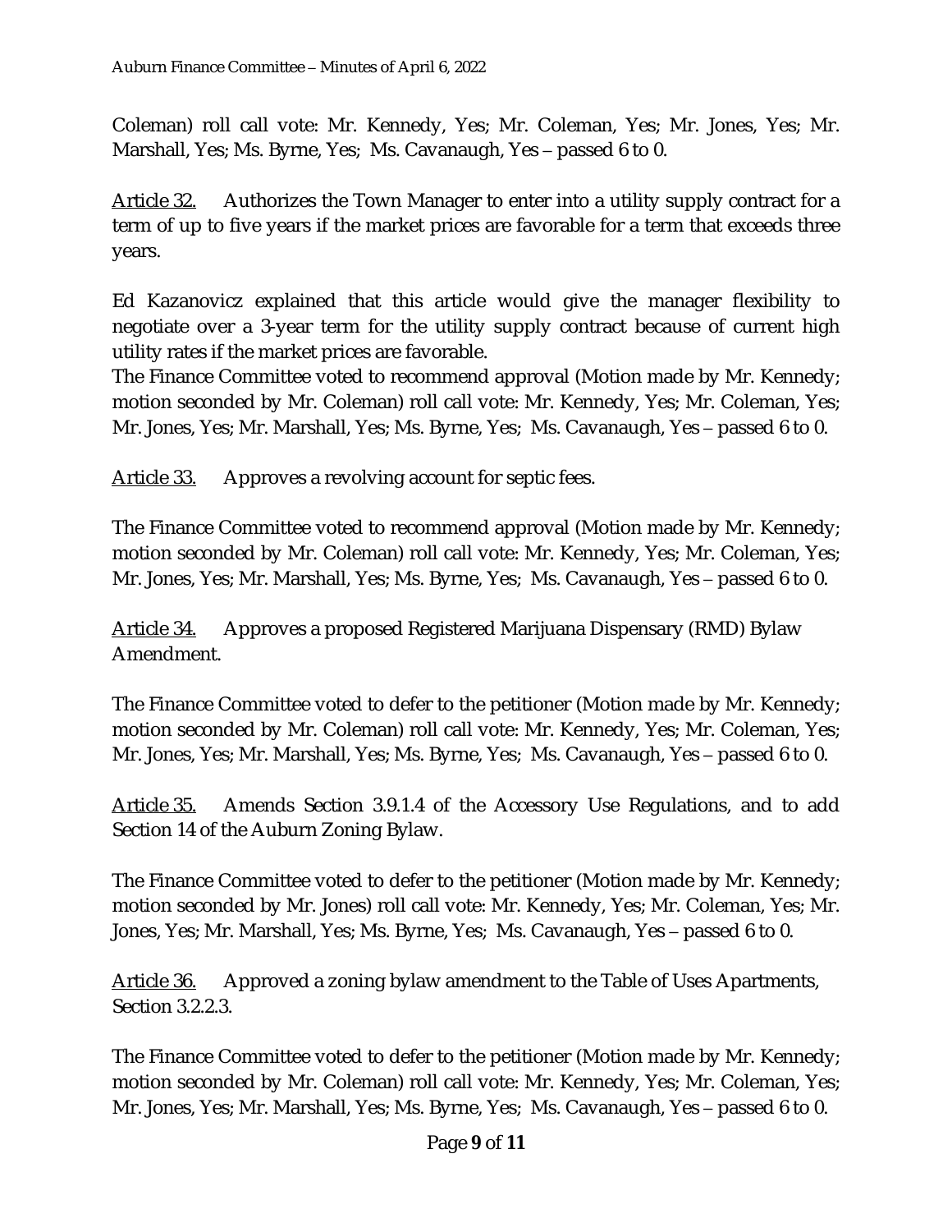Coleman) roll call vote: Mr. Kennedy, Yes; Mr. Coleman, Yes; Mr. Jones, Yes; Mr. Marshall, Yes; Ms. Byrne, Yes; Ms. Cavanaugh, Yes – passed 6 to 0.

<u>Article 32.</u> Authorizes the Town Manager to enter into a utility supply contract for a term of up to five years if the market prices are favorable for a term that exceeds three years.

Ed Kazanovicz explained that this article would give the manager flexibility to negotiate over a 3-year term for the utility supply contract because of current high utility rates if the market prices are favorable.
The Finance Committee voted to recommend approval (Motion made by Mr. Kennedy; motion seconded by Mr. Coleman) roll call vote: Mr. Kennedy, Yes; Mr. Coleman, Yes; Mr. Jones, Yes; Mr. Marshall, Yes; Ms. Byrne, Yes; Ms. Cavanaugh, Yes – passed 6 to 0.

<u>Article 33.</u> Approves a revolving account for septic fees.

The Finance Committee voted to recommend approval (Motion made by Mr. Kennedy; motion seconded by Mr. Coleman) roll call vote: Mr. Kennedy, Yes; Mr. Coleman, Yes; Mr. Jones, Yes; Mr. Marshall, Yes; Ms. Byrne, Yes; Ms. Cavanaugh, Yes – passed 6 to 0.

<u>Article 34.</u> Approves a proposed Registered Marijuana Dispensary (RMD) Bylaw Amendment.

The Finance Committee voted to defer to the petitioner (Motion made by Mr. Kennedy; motion seconded by Mr. Coleman) roll call vote: Mr. Kennedy, Yes; Mr. Coleman, Yes; Mr. Jones, Yes; Mr. Marshall, Yes; Ms. Byrne, Yes; Ms. Cavanaugh, Yes – passed 6 to 0.

<u>Article 35.</u> Amends Section 3.9.1.4 of the Accessory Use Regulations, and to add Section 14 of the Auburn Zoning Bylaw.

The Finance Committee voted to defer to the petitioner (Motion made by Mr. Kennedy; motion seconded by Mr. Jones) roll call vote: Mr. Kennedy, Yes; Mr. Coleman, Yes; Mr. Jones, Yes; Mr. Marshall, Yes; Ms. Byrne, Yes; Ms. Cavanaugh, Yes – passed 6 to 0.

<u>Article 36.</u> Approved a zoning bylaw amendment to the Table of Uses Apartments, Section 3.2.2.3.

The Finance Committee voted to defer to the petitioner (Motion made by Mr. Kennedy; motion seconded by Mr. Coleman) roll call vote: Mr. Kennedy, Yes; Mr. Coleman, Yes; Mr. Jones, Yes; Mr. Marshall, Yes; Ms. Byrne, Yes; Ms. Cavanaugh, Yes – passed 6 to 0.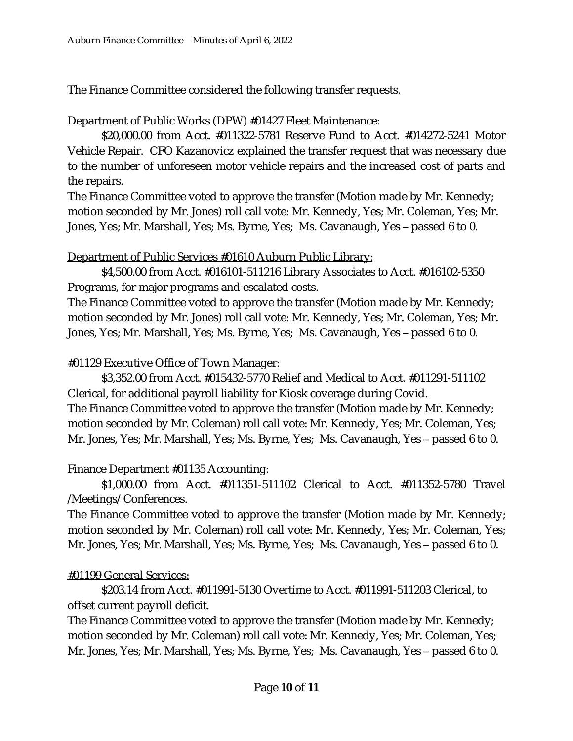The Finance Committee considered the following transfer requests.

<u>Department of Public Works (DPW) #01427 Fleet Maintenance:</u>

$20,000.00 from Acct. #011322-5781 Reserve Fund to Acct. #014272-5241 Motor Vehicle Repair. CFO Kazanovicz explained the transfer request that was necessary due to the number of unforeseen motor vehicle repairs and the increased cost of parts and the repairs.

The Finance Committee voted to approve the transfer (Motion made by Mr. Kennedy; motion seconded by Mr. Jones) roll call vote: Mr. Kennedy, Yes; Mr. Coleman, Yes; Mr. Jones, Yes; Mr. Marshall, Yes; Ms. Byrne, Yes; Ms. Cavanaugh, Yes – passed 6 to 0.

<u>Department of Public Services #01610 Auburn Public Library:</u>

$4,500.00 from Acct. #016101-511216 Library Associates to Acct. #016102-5350 Programs, for major programs and escalated costs.

The Finance Committee voted to approve the transfer (Motion made by Mr. Kennedy; motion seconded by Mr. Jones) roll call vote: Mr. Kennedy, Yes; Mr. Coleman, Yes; Mr. Jones, Yes; Mr. Marshall, Yes; Ms. Byrne, Yes; Ms. Cavanaugh, Yes – passed 6 to 0.

<u>#01129 Executive Office of Town Manager:</u>

$3,352.00 from Acct. #015432-5770 Relief and Medical to Acct. #011291-511102 Clerical, for additional payroll liability for Kiosk coverage during Covid.

The Finance Committee voted to approve the transfer (Motion made by Mr. Kennedy; motion seconded by Mr. Coleman) roll call vote: Mr. Kennedy, Yes; Mr. Coleman, Yes; Mr. Jones, Yes; Mr. Marshall, Yes; Ms. Byrne, Yes; Ms. Cavanaugh, Yes – passed 6 to 0.

<u>Finance Department #01135 Accounting:</u>

$1,000.00 from Acct. #011351-511102 Clerical to Acct. #011352-5780 Travel /Meetings/ Conferences.

The Finance Committee voted to approve the transfer (Motion made by Mr. Kennedy; motion seconded by Mr. Coleman) roll call vote: Mr. Kennedy, Yes; Mr. Coleman, Yes; Mr. Jones, Yes; Mr. Marshall, Yes; Ms. Byrne, Yes; Ms. Cavanaugh, Yes – passed 6 to 0.

<u>#01199 General Services:</u>

$203.14 from Acct. #011991-5130 Overtime to Acct. #011991-511203 Clerical, to offset current payroll deficit.

The Finance Committee voted to approve the transfer (Motion made by Mr. Kennedy; motion seconded by Mr. Coleman) roll call vote: Mr. Kennedy, Yes; Mr. Coleman, Yes; Mr. Jones, Yes; Mr. Marshall, Yes; Ms. Byrne, Yes; Ms. Cavanaugh, Yes – passed 6 to 0.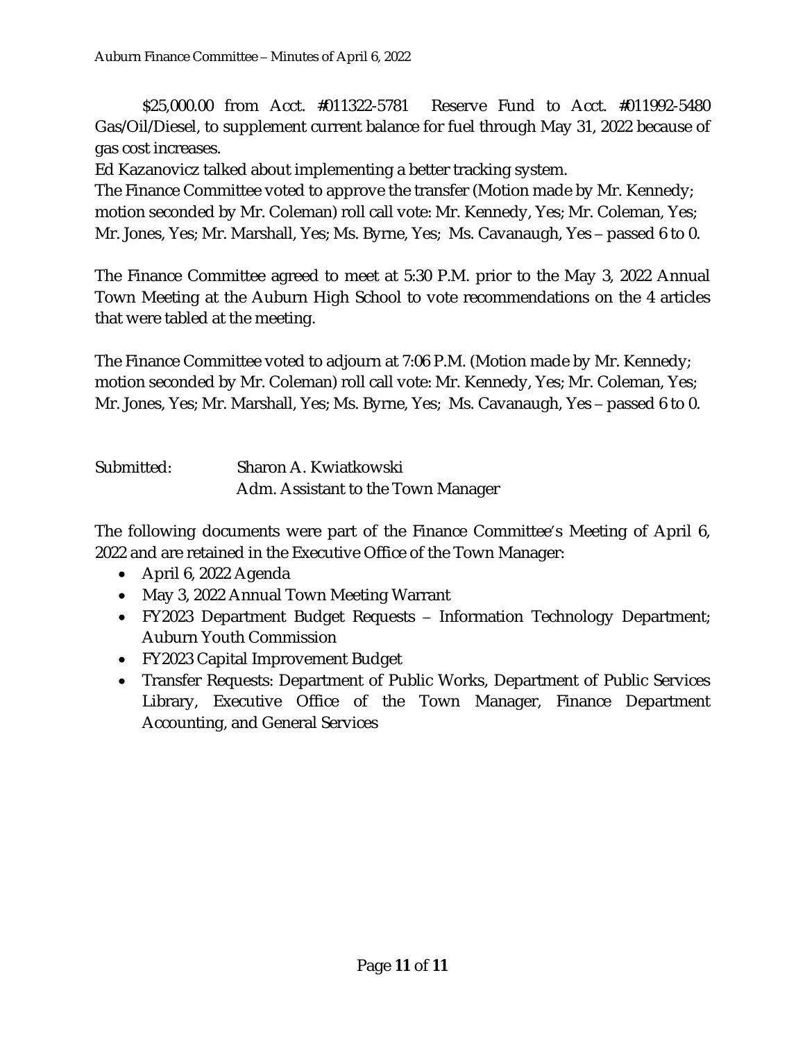$25,000.00 from Acct. #011322-5781 Reserve Fund to Acct. #011992-5480 Gas/Oil/Diesel, to supplement current balance for fuel through May 31, 2022 because of gas cost increases.

Ed Kazanovicz talked about implementing a better tracking system.

The Finance Committee voted to approve the transfer (Motion made by Mr. Kennedy; motion seconded by Mr. Coleman) roll call vote: Mr. Kennedy, Yes; Mr. Coleman, Yes; Mr. Jones, Yes; Mr. Marshall, Yes; Ms. Byrne, Yes; Ms. Cavanaugh, Yes – passed 6 to 0.

The Finance Committee agreed to meet at 5:30 P.M. prior to the May 3, 2022 Annual Town Meeting at the Auburn High School to vote recommendations on the 4 articles that were tabled at the meeting.

The Finance Committee voted to adjourn at 7:06 P.M. (Motion made by Mr. Kennedy; motion seconded by Mr. Coleman) roll call vote: Mr. Kennedy, Yes; Mr. Coleman, Yes; Mr. Jones, Yes; Mr. Marshall, Yes; Ms. Byrne, Yes; Ms. Cavanaugh, Yes – passed 6 to 0.

Submitted: Sharon A. Kwiatkowski
Adm. Assistant to the Town Manager

The following documents were part of the Finance Committee's Meeting of April 6, 2022 and are retained in the Executive Office of the Town Manager:

- April 6, 2022 Agenda
- May 3, 2022 Annual Town Meeting Warrant
- FY2023 Department Budget Requests – Information Technology Department; Auburn Youth Commission
- FY2023 Capital Improvement Budget
- Transfer Requests: Department of Public Works, Department of Public Services Library, Executive Office of the Town Manager, Finance Department Accounting, and General Services